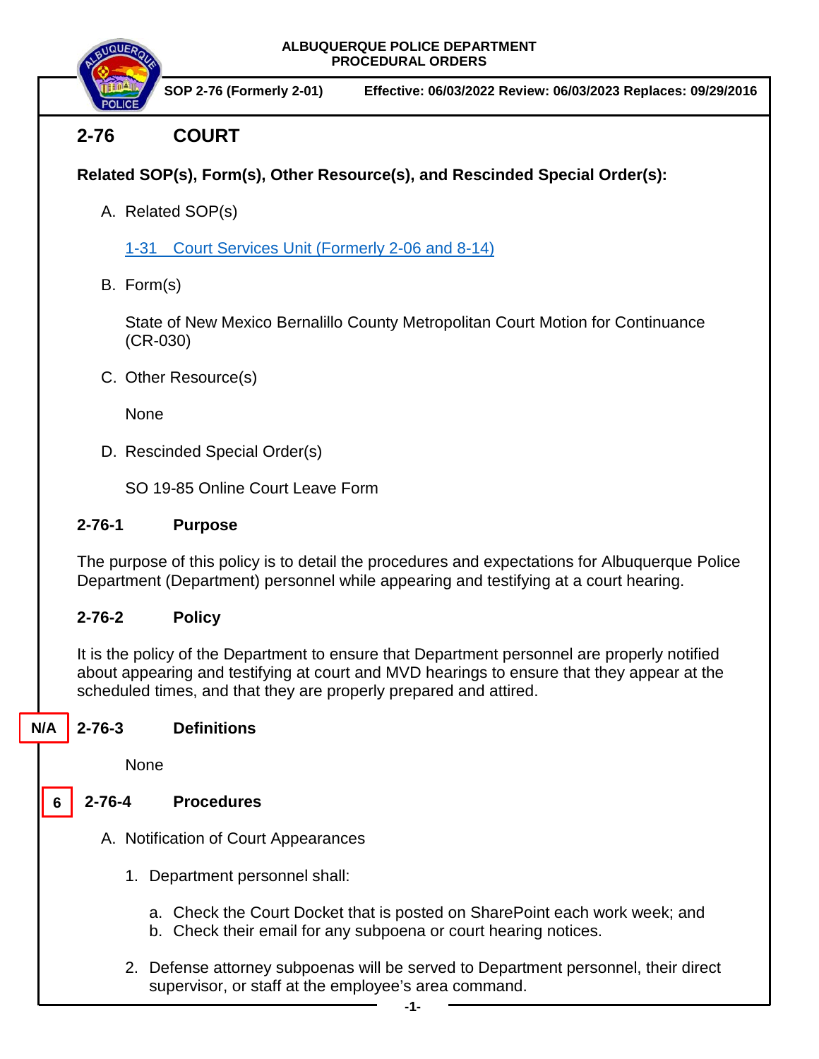**ALBUQUERQUE POLICE DEPARTMENT**
**PROCEDURAL ORDERS**

**SOP 2-76 (Formerly 2-01)** **Effective: 06/03/2022 Review: 06/03/2023 Replaces: 09/29/2016**

# 2-76 COURT

**Related SOP(s), Form(s), Other Resource(s), and Rescinded Special Order(s):**

A. Related SOP(s)

   1-31 Court Services Unit (Formerly 2-06 and 8-14)

B. Form(s)

   State of New Mexico Bernalillo County Metropolitan Court Motion for Continuance (CR-030)

C. Other Resource(s)

   None

D. Rescinded Special Order(s)

   SO 19-85 Online Court Leave Form

## 2-76-1 Purpose

The purpose of this policy is to detail the procedures and expectations for Albuquerque Police Department (Department) personnel while appearing and testifying at a court hearing.

## 2-76-2 Policy

It is the policy of the Department to ensure that Department personnel are properly notified about appearing and testifying at court and MVD hearings to ensure that they appear at the scheduled times, and that they are properly prepared and attired.

N/A

## 2-76-3 Definitions

None

6

## 2-76-4 Procedures

A. Notification of Court Appearances

   1. Department personnel shall:

      a. Check the Court Docket that is posted on SharePoint each work week; and
      b. Check their email for any subpoena or court hearing notices.

   2. Defense attorney subpoenas will be served to Department personnel, their direct supervisor, or staff at the employee's area command.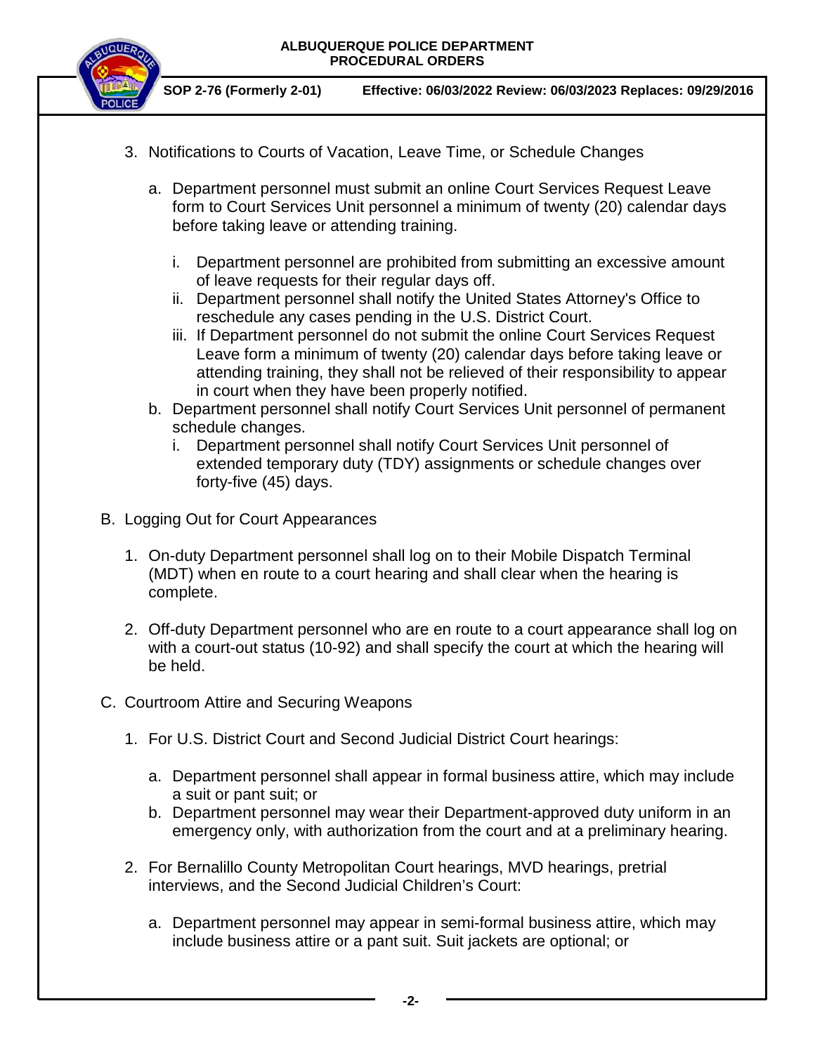3. Notifications to Courts of Vacation, Leave Time, or Schedule Changes

   a. Department personnel must submit an online Court Services Request Leave form to Court Services Unit personnel a minimum of twenty (20) calendar days before taking leave or attending training.

      i. Department personnel are prohibited from submitting an excessive amount of leave requests for their regular days off.
      ii. Department personnel shall notify the United States Attorney's Office to reschedule any cases pending in the U.S. District Court.
      iii. If Department personnel do not submit the online Court Services Request Leave form a minimum of twenty (20) calendar days before taking leave or attending training, they shall not be relieved of their responsibility to appear in court when they have been properly notified.

   b. Department personnel shall notify Court Services Unit personnel of permanent schedule changes.

      i. Department personnel shall notify Court Services Unit personnel of extended temporary duty (TDY) assignments or schedule changes over forty-five (45) days.

B. Logging Out for Court Appearances

   1. On-duty Department personnel shall log on to their Mobile Dispatch Terminal (MDT) when en route to a court hearing and shall clear when the hearing is complete.

   2. Off-duty Department personnel who are en route to a court appearance shall log on with a court-out status (10-92) and shall specify the court at which the hearing will be held.

C. Courtroom Attire and Securing Weapons

   1. For U.S. District Court and Second Judicial District Court hearings:

      a. Department personnel shall appear in formal business attire, which may include a suit or pant suit; or
      b. Department personnel may wear their Department-approved duty uniform in an emergency only, with authorization from the court and at a preliminary hearing.

   2. For Bernalillo County Metropolitan Court hearings, MVD hearings, pretrial interviews, and the Second Judicial Children's Court:

      a. Department personnel may appear in semi-formal business attire, which may include business attire or a pant suit. Suit jackets are optional; or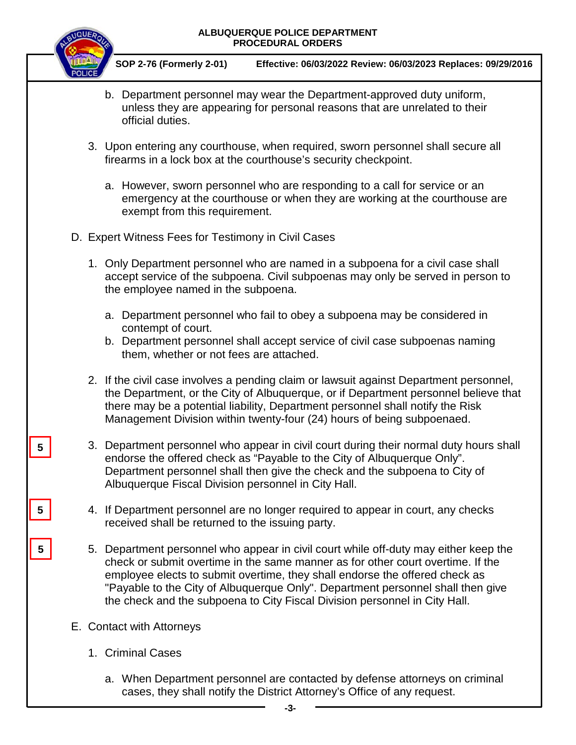b. Department personnel may wear the Department-approved duty uniform, unless they are appearing for personal reasons that are unrelated to their official duties.

3. Upon entering any courthouse, when required, sworn personnel shall secure all firearms in a lock box at the courthouse's security checkpoint.

   a. However, sworn personnel who are responding to a call for service or an emergency at the courthouse or when they are working at the courthouse are exempt from this requirement.

D. Expert Witness Fees for Testimony in Civil Cases

1. Only Department personnel who are named in a subpoena for a civil case shall accept service of the subpoena. Civil subpoenas may only be served in person to the employee named in the subpoena.

   a. Department personnel who fail to obey a subpoena may be considered in contempt of court.
   b. Department personnel shall accept service of civil case subpoenas naming them, whether or not fees are attached.

2. If the civil case involves a pending claim or lawsuit against Department personnel, the Department, or the City of Albuquerque, or if Department personnel believe that there may be a potential liability, Department personnel shall notify the Risk Management Division within twenty-four (24) hours of being subpoenaed.

5

3. Department personnel who appear in civil court during their normal duty hours shall endorse the offered check as "Payable to the City of Albuquerque Only". Department personnel shall then give the check and the subpoena to City of Albuquerque Fiscal Division personnel in City Hall.

5

4. If Department personnel are no longer required to appear in court, any checks received shall be returned to the issuing party.

5

5. Department personnel who appear in civil court while off-duty may either keep the check or submit overtime in the same manner as for other court overtime. If the employee elects to submit overtime, they shall endorse the offered check as "Payable to the City of Albuquerque Only". Department personnel shall then give the check and the subpoena to City Fiscal Division personnel in City Hall.

E. Contact with Attorneys

1. Criminal Cases

   a. When Department personnel are contacted by defense attorneys on criminal cases, they shall notify the District Attorney's Office of any request.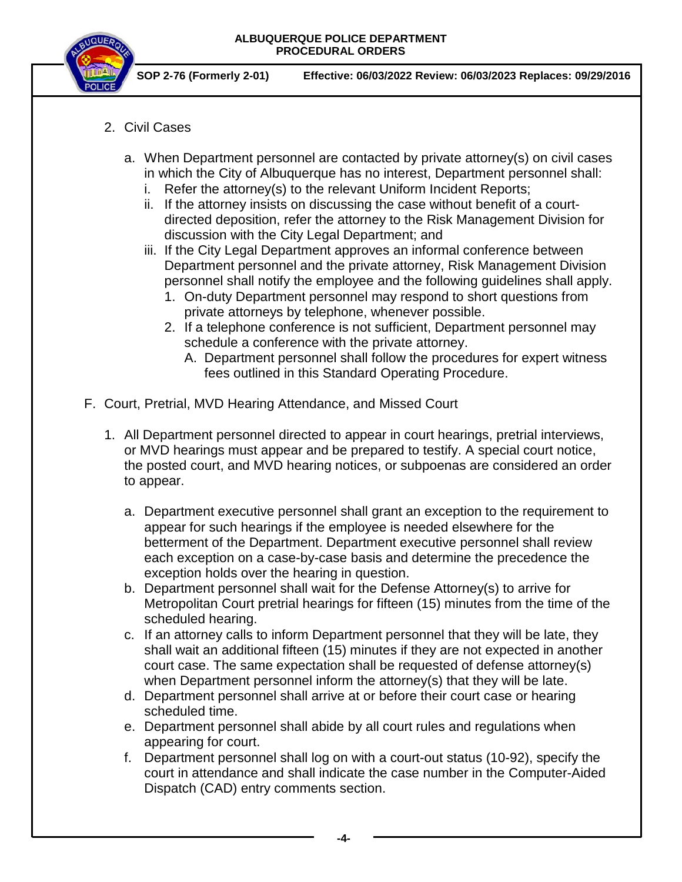2. Civil Cases

   a. When Department personnel are contacted by private attorney(s) on civil cases in which the City of Albuquerque has no interest, Department personnel shall:

      i. Refer the attorney(s) to the relevant Uniform Incident Reports;

      ii. If the attorney insists on discussing the case without benefit of a court-directed deposition, refer the attorney to the Risk Management Division for discussion with the City Legal Department; and

      iii. If the City Legal Department approves an informal conference between Department personnel and the private attorney, Risk Management Division personnel shall notify the employee and the following guidelines shall apply.

         1. On-duty Department personnel may respond to short questions from private attorneys by telephone, whenever possible.

         2. If a telephone conference is not sufficient, Department personnel may schedule a conference with the private attorney.

            A. Department personnel shall follow the procedures for expert witness fees outlined in this Standard Operating Procedure.

F. Court, Pretrial, MVD Hearing Attendance, and Missed Court

1. All Department personnel directed to appear in court hearings, pretrial interviews, or MVD hearings must appear and be prepared to testify. A special court notice, the posted court, and MVD hearing notices, or subpoenas are considered an order to appear.

   a. Department executive personnel shall grant an exception to the requirement to appear for such hearings if the employee is needed elsewhere for the betterment of the Department. Department executive personnel shall review each exception on a case-by-case basis and determine the precedence the exception holds over the hearing in question.

   b. Department personnel shall wait for the Defense Attorney(s) to arrive for Metropolitan Court pretrial hearings for fifteen (15) minutes from the time of the scheduled hearing.

   c. If an attorney calls to inform Department personnel that they will be late, they shall wait an additional fifteen (15) minutes if they are not expected in another court case. The same expectation shall be requested of defense attorney(s) when Department personnel inform the attorney(s) that they will be late.

   d. Department personnel shall arrive at or before their court case or hearing scheduled time.

   e. Department personnel shall abide by all court rules and regulations when appearing for court.

   f. Department personnel shall log on with a court-out status (10-92), specify the court in attendance and shall indicate the case number in the Computer-Aided Dispatch (CAD) entry comments section.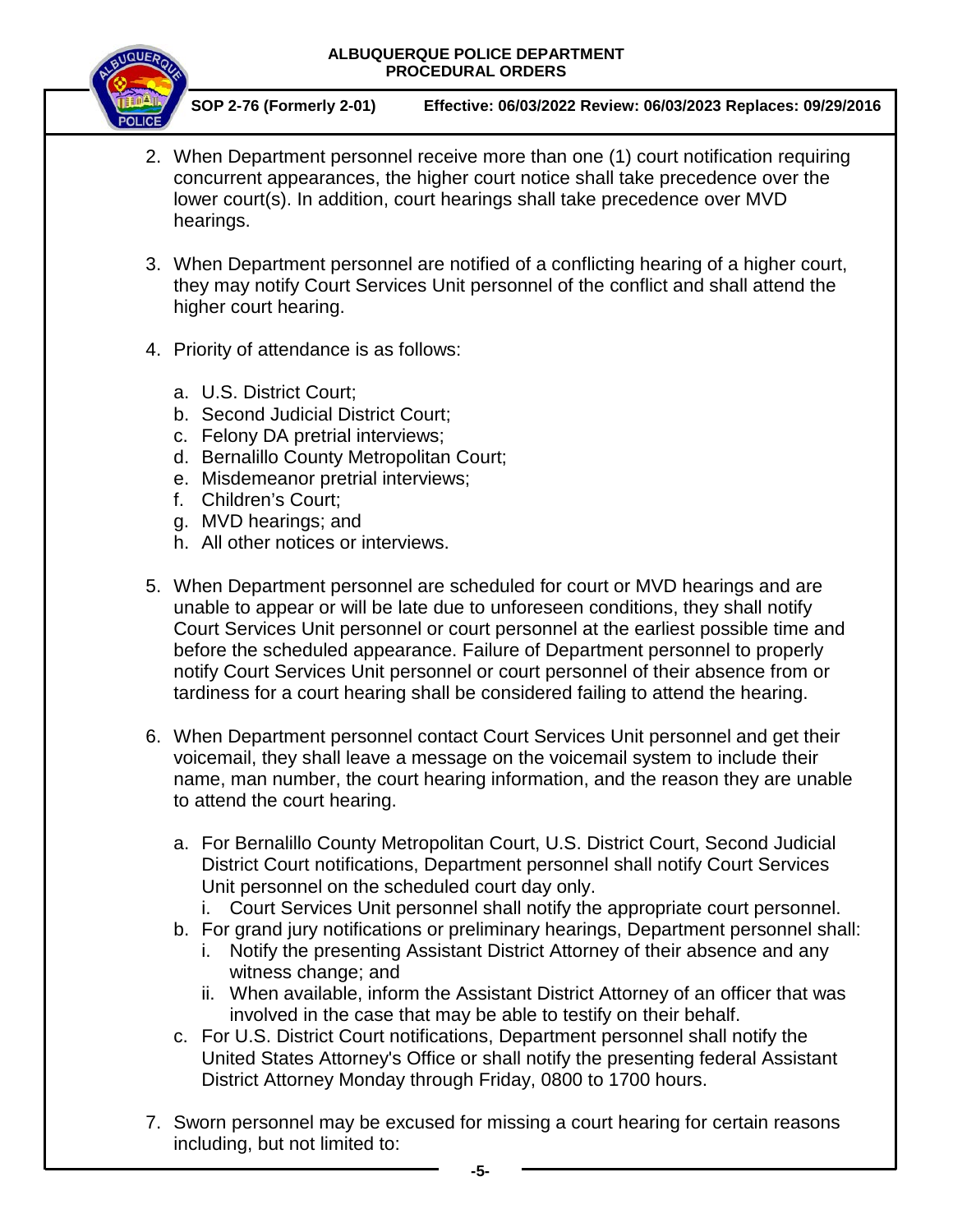2. When Department personnel receive more than one (1) court notification requiring concurrent appearances, the higher court notice shall take precedence over the lower court(s). In addition, court hearings shall take precedence over MVD hearings.

3. When Department personnel are notified of a conflicting hearing of a higher court, they may notify Court Services Unit personnel of the conflict and shall attend the higher court hearing.

4. Priority of attendance is as follows:

   a. U.S. District Court;
   b. Second Judicial District Court;
   c. Felony DA pretrial interviews;
   d. Bernalillo County Metropolitan Court;
   e. Misdemeanor pretrial interviews;
   f. Children's Court;
   g. MVD hearings; and
   h. All other notices or interviews.

5. When Department personnel are scheduled for court or MVD hearings and are unable to appear or will be late due to unforeseen conditions, they shall notify Court Services Unit personnel or court personnel at the earliest possible time and before the scheduled appearance. Failure of Department personnel to properly notify Court Services Unit personnel or court personnel of their absence from or tardiness for a court hearing shall be considered failing to attend the hearing.

6. When Department personnel contact Court Services Unit personnel and get their voicemail, they shall leave a message on the voicemail system to include their name, man number, the court hearing information, and the reason they are unable to attend the court hearing.

   a. For Bernalillo County Metropolitan Court, U.S. District Court, Second Judicial District Court notifications, Department personnel shall notify Court Services Unit personnel on the scheduled court day only.
      i. Court Services Unit personnel shall notify the appropriate court personnel.
   b. For grand jury notifications or preliminary hearings, Department personnel shall:
      i. Notify the presenting Assistant District Attorney of their absence and any witness change; and
      ii. When available, inform the Assistant District Attorney of an officer that was involved in the case that may be able to testify on their behalf.
   c. For U.S. District Court notifications, Department personnel shall notify the United States Attorney's Office or shall notify the presenting federal Assistant District Attorney Monday through Friday, 0800 to 1700 hours.

7. Sworn personnel may be excused for missing a court hearing for certain reasons including, but not limited to: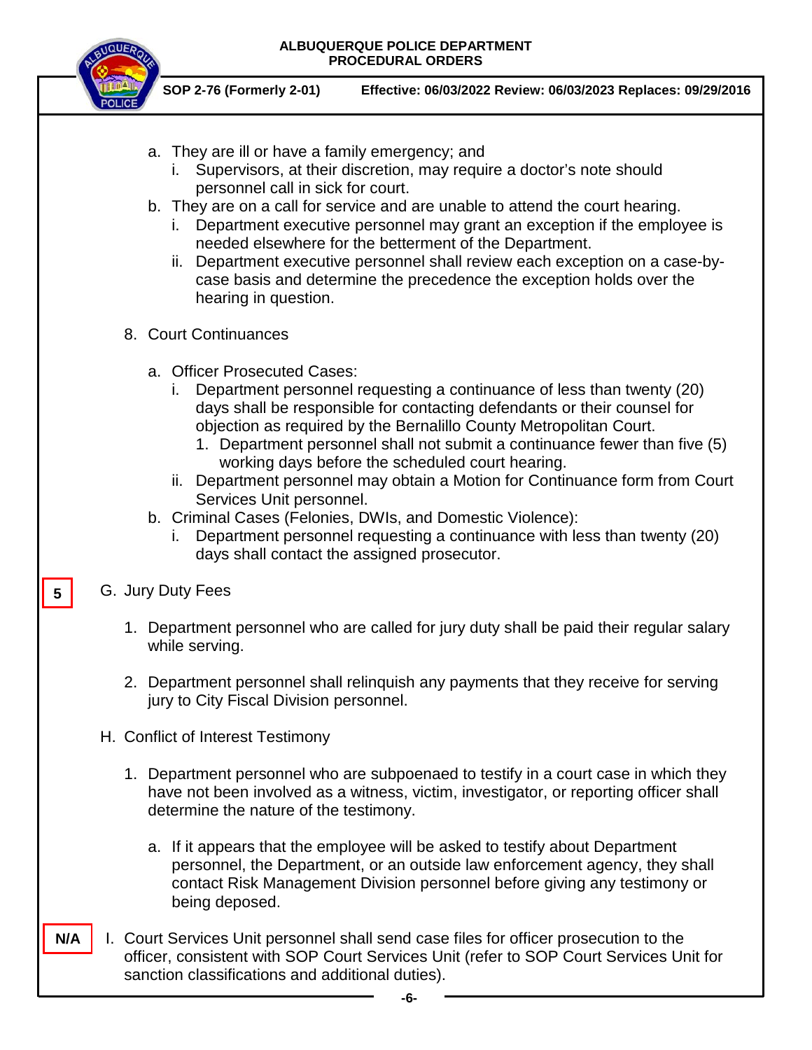a. They are ill or have a family emergency; and
   i. Supervisors, at their discretion, may require a doctor's note should personnel call in sick for court.
b. They are on a call for service and are unable to attend the court hearing.
   i. Department executive personnel may grant an exception if the employee is needed elsewhere for the betterment of the Department.
   ii. Department executive personnel shall review each exception on a case-by-case basis and determine the precedence the exception holds over the hearing in question.

8. Court Continuances

   a. Officer Prosecuted Cases:
      i. Department personnel requesting a continuance of less than twenty (20) days shall be responsible for contacting defendants or their counsel for objection as required by the Bernalillo County Metropolitan Court.
         1. Department personnel shall not submit a continuance fewer than five (5) working days before the scheduled court hearing.
      ii. Department personnel may obtain a Motion for Continuance form from Court Services Unit personnel.
   b. Criminal Cases (Felonies, DWIs, and Domestic Violence):
      i. Department personnel requesting a continuance with less than twenty (20) days shall contact the assigned prosecutor.

5

G. Jury Duty Fees

   1. Department personnel who are called for jury duty shall be paid their regular salary while serving.

   2. Department personnel shall relinquish any payments that they receive for serving jury to City Fiscal Division personnel.

H. Conflict of Interest Testimony

   1. Department personnel who are subpoenaed to testify in a court case in which they have not been involved as a witness, victim, investigator, or reporting officer shall determine the nature of the testimony.

      a. If it appears that the employee will be asked to testify about Department personnel, the Department, or an outside law enforcement agency, they shall contact Risk Management Division personnel before giving any testimony or being deposed.

N/A

I. Court Services Unit personnel shall send case files for officer prosecution to the officer, consistent with SOP Court Services Unit (refer to SOP Court Services Unit for sanction classifications and additional duties).